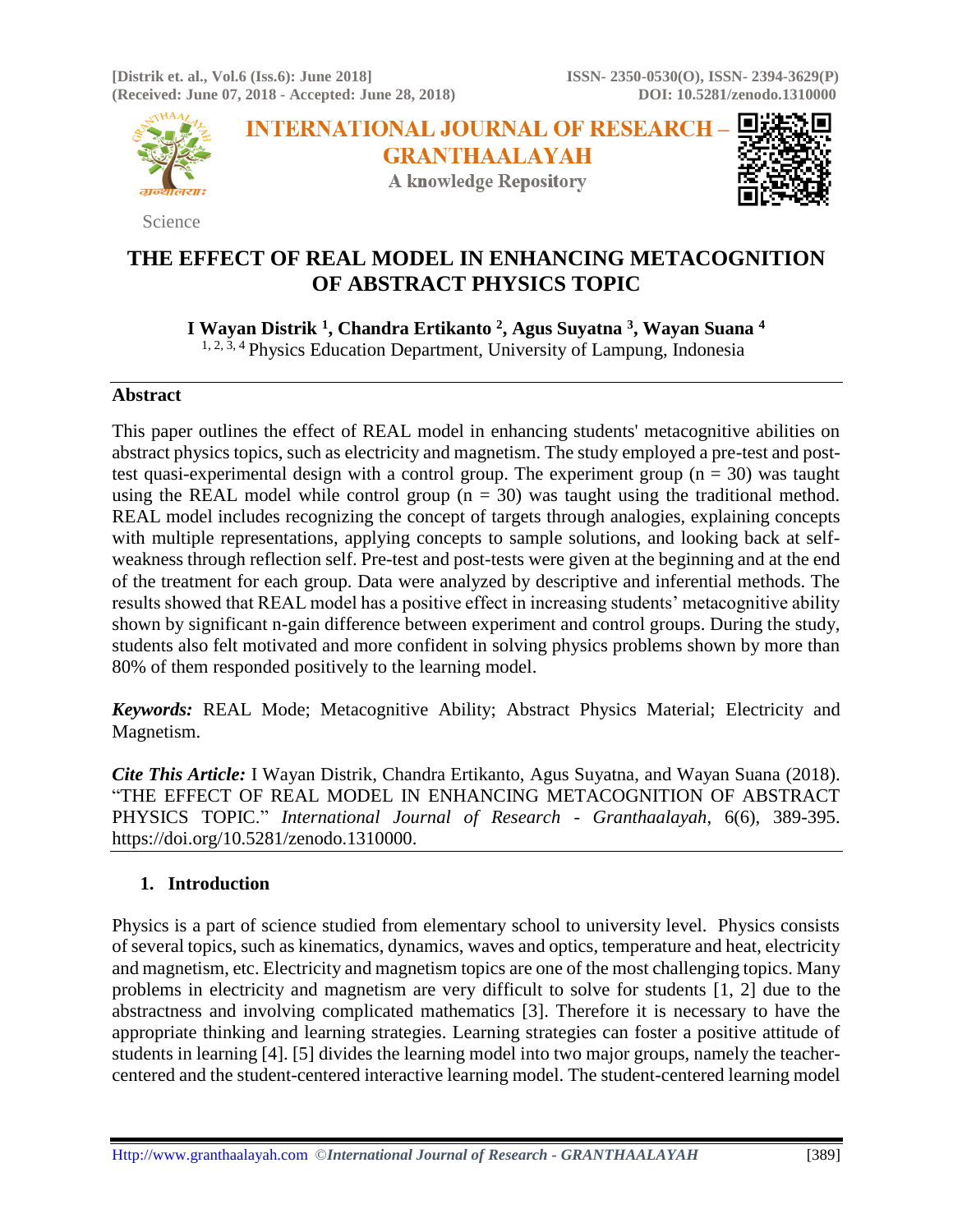Science

# THE EFFECT OF REAL MODEL IN ENHANCING METACOGNITION OF ABSTRACT PHYSICS TOPIC

**I Wayan Distrik [1], Chandra Ertikanto [2], Agus Suyatna [3], Wayan Suana [4]**

[1, 2, 3, 4] Physics Education Department, University of Lampung, Indonesia

## Abstract

This paper outlines the effect of REAL model in enhancing students' metacognitive abilities on abstract physics topics, such as electricity and magnetism. The study employed a pre-test and post-test quasi-experimental design with a control group. The experiment group (n = 30) was taught using the REAL model while control group (n = 30) was taught using the traditional method. REAL model includes recognizing the concept of targets through analogies, explaining concepts with multiple representations, applying concepts to sample solutions, and looking back at self-weakness through reflection self. Pre-test and post-tests were given at the beginning and at the end of the treatment for each group. Data were analyzed by descriptive and inferential methods. The results showed that REAL model has a positive effect in increasing students' metacognitive ability shown by significant n-gain difference between experiment and control groups. During the study, students also felt motivated and more confident in solving physics problems shown by more than 80% of them responded positively to the learning model.

***Keywords:*** REAL Mode; Metacognitive Ability; Abstract Physics Material; Electricity and Magnetism.

***Cite This Article:*** I Wayan Distrik, Chandra Ertikanto, Agus Suyatna, and Wayan Suana (2018). "THE EFFECT OF REAL MODEL IN ENHANCING METACOGNITION OF ABSTRACT PHYSICS TOPIC." *International Journal of Research - Granthaalayah*, 6(6), 389-395. https://doi.org/10.5281/zenodo.1310000.

## 1. Introduction

Physics is a part of science studied from elementary school to university level. Physics consists of several topics, such as kinematics, dynamics, waves and optics, temperature and heat, electricity and magnetism, etc. Electricity and magnetism topics are one of the most challenging topics. Many problems in electricity and magnetism are very difficult to solve for students [1, 2] due to the abstractness and involving complicated mathematics [3]. Therefore it is necessary to have the appropriate thinking and learning strategies. Learning strategies can foster a positive attitude of students in learning [4]. [5] divides the learning model into two major groups, namely the teacher-centered and the student-centered interactive learning model. The student-centered learning model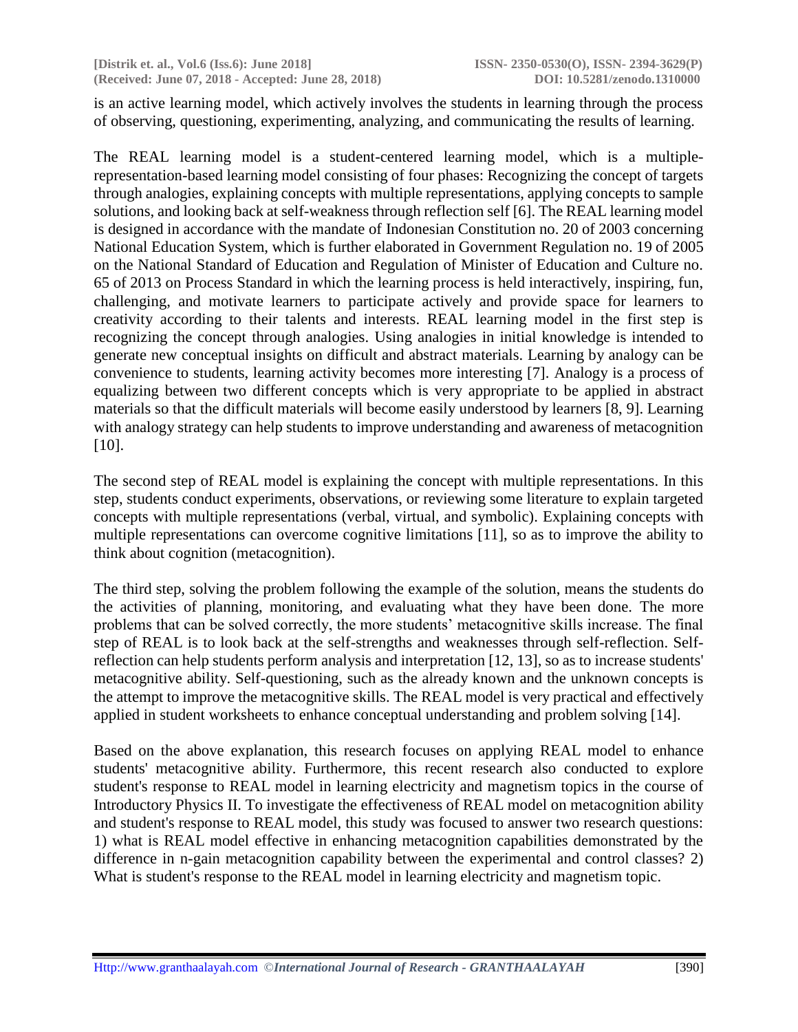is an active learning model, which actively involves the students in learning through the process of observing, questioning, experimenting, analyzing, and communicating the results of learning.

The REAL learning model is a student-centered learning model, which is a multiple-representation-based learning model consisting of four phases: Recognizing the concept of targets through analogies, explaining concepts with multiple representations, applying concepts to sample solutions, and looking back at self-weakness through reflection self [6]. The REAL learning model is designed in accordance with the mandate of Indonesian Constitution no. 20 of 2003 concerning National Education System, which is further elaborated in Government Regulation no. 19 of 2005 on the National Standard of Education and Regulation of Minister of Education and Culture no. 65 of 2013 on Process Standard in which the learning process is held interactively, inspiring, fun, challenging, and motivate learners to participate actively and provide space for learners to creativity according to their talents and interests. REAL learning model in the first step is recognizing the concept through analogies. Using analogies in initial knowledge is intended to generate new conceptual insights on difficult and abstract materials. Learning by analogy can be convenience to students, learning activity becomes more interesting [7]. Analogy is a process of equalizing between two different concepts which is very appropriate to be applied in abstract materials so that the difficult materials will become easily understood by learners [8, 9]. Learning with analogy strategy can help students to improve understanding and awareness of metacognition [10].

The second step of REAL model is explaining the concept with multiple representations. In this step, students conduct experiments, observations, or reviewing some literature to explain targeted concepts with multiple representations (verbal, virtual, and symbolic). Explaining concepts with multiple representations can overcome cognitive limitations [11], so as to improve the ability to think about cognition (metacognition).

The third step, solving the problem following the example of the solution, means the students do the activities of planning, monitoring, and evaluating what they have been done. The more problems that can be solved correctly, the more students' metacognitive skills increase. The final step of REAL is to look back at the self-strengths and weaknesses through self-reflection. Self-reflection can help students perform analysis and interpretation [12, 13], so as to increase students' metacognitive ability. Self-questioning, such as the already known and the unknown concepts is the attempt to improve the metacognitive skills. The REAL model is very practical and effectively applied in student worksheets to enhance conceptual understanding and problem solving [14].

Based on the above explanation, this research focuses on applying REAL model to enhance students' metacognitive ability. Furthermore, this recent research also conducted to explore student's response to REAL model in learning electricity and magnetism topics in the course of Introductory Physics II. To investigate the effectiveness of REAL model on metacognition ability and student's response to REAL model, this study was focused to answer two research questions: 1) what is REAL model effective in enhancing metacognition capabilities demonstrated by the difference in n-gain metacognition capability between the experimental and control classes? 2) What is student's response to the REAL model in learning electricity and magnetism topic.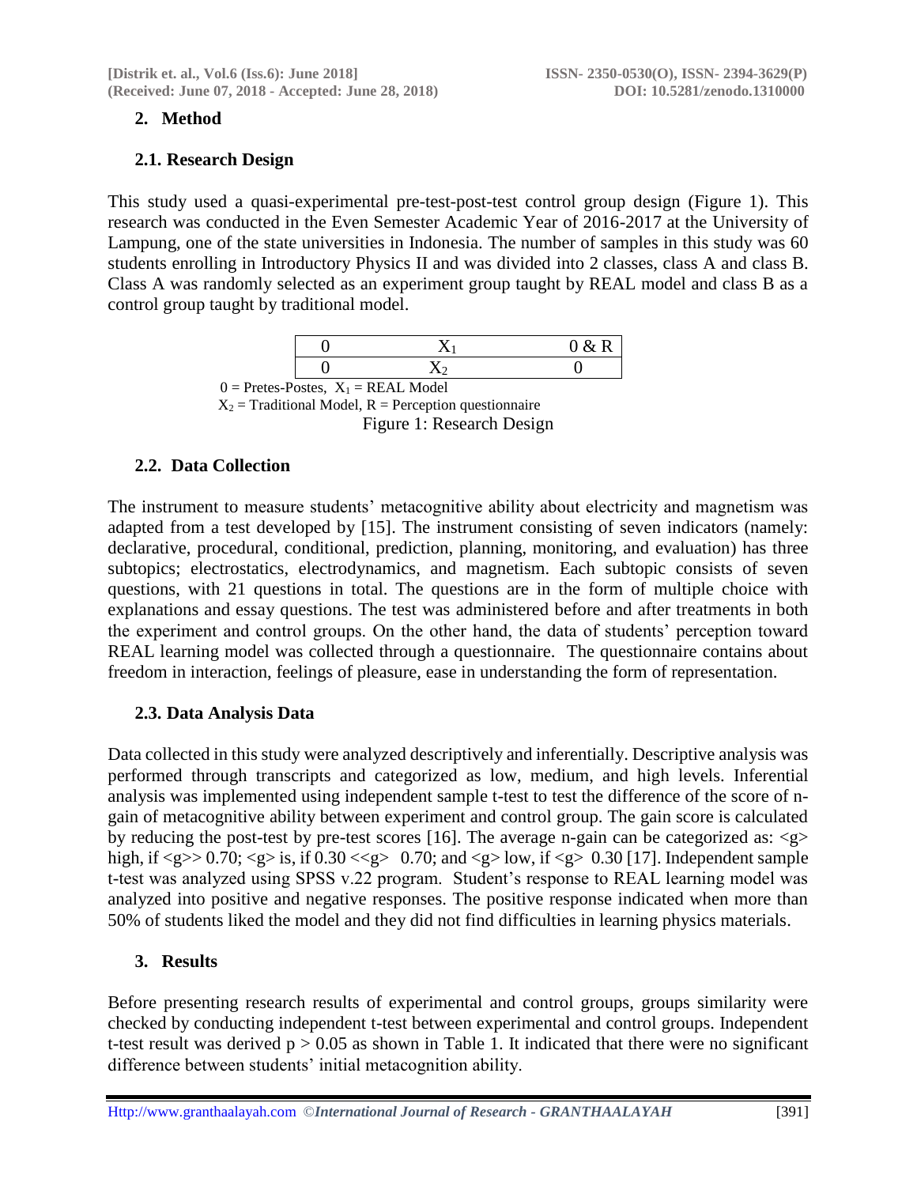## 2. Method

### 2.1. Research Design

This study used a quasi-experimental pre-test-post-test control group design (Figure 1). This research was conducted in the Even Semester Academic Year of 2016-2017 at the University of Lampung, one of the state universities in Indonesia. The number of samples in this study was 60 students enrolling in Introductory Physics II and was divided into 2 classes, class A and class B. Class A was randomly selected as an experiment group taught by REAL model and class B as a control group taught by traditional model.

| 0 | $X_1$ | 0 & R |
|---|---|---|
| 0 | $X_2$ | 0 |

0 = Pretes-Postes, $X_1$ = REAL Model
$X_2$ = Traditional Model, R = Perception questionnaire

Figure 1: Research Design

### 2.2. Data Collection

The instrument to measure students' metacognitive ability about electricity and magnetism was adapted from a test developed by [15]. The instrument consisting of seven indicators (namely: declarative, procedural, conditional, prediction, planning, monitoring, and evaluation) has three subtopics; electrostatics, electrodynamics, and magnetism. Each subtopic consists of seven questions, with 21 questions in total. The questions are in the form of multiple choice with explanations and essay questions. The test was administered before and after treatments in both the experiment and control groups. On the other hand, the data of students' perception toward REAL learning model was collected through a questionnaire. The questionnaire contains about freedom in interaction, feelings of pleasure, ease in understanding the form of representation.

### 2.3. Data Analysis Data

Data collected in this study were analyzed descriptively and inferentially. Descriptive analysis was performed through transcripts and categorized as low, medium, and high levels. Inferential analysis was implemented using independent sample t-test to test the difference of the score of n-gain of metacognitive ability between experiment and control group. The gain score is calculated by reducing the post-test by pre-test scores [16]. The average n-gain can be categorized as: <g> high, if <g>> 0.70; <g> is, if 0.30 <<g> 0.70; and <g> low, if <g> 0.30 [17]. Independent sample t-test was analyzed using SPSS v.22 program. Student's response to REAL learning model was analyzed into positive and negative responses. The positive response indicated when more than 50% of students liked the model and they did not find difficulties in learning physics materials.

## 3. Results

Before presenting research results of experimental and control groups, groups similarity were checked by conducting independent t-test between experimental and control groups. Independent t-test result was derived $p > 0.05$ as shown in Table 1. It indicated that there were no significant difference between students' initial metacognition ability.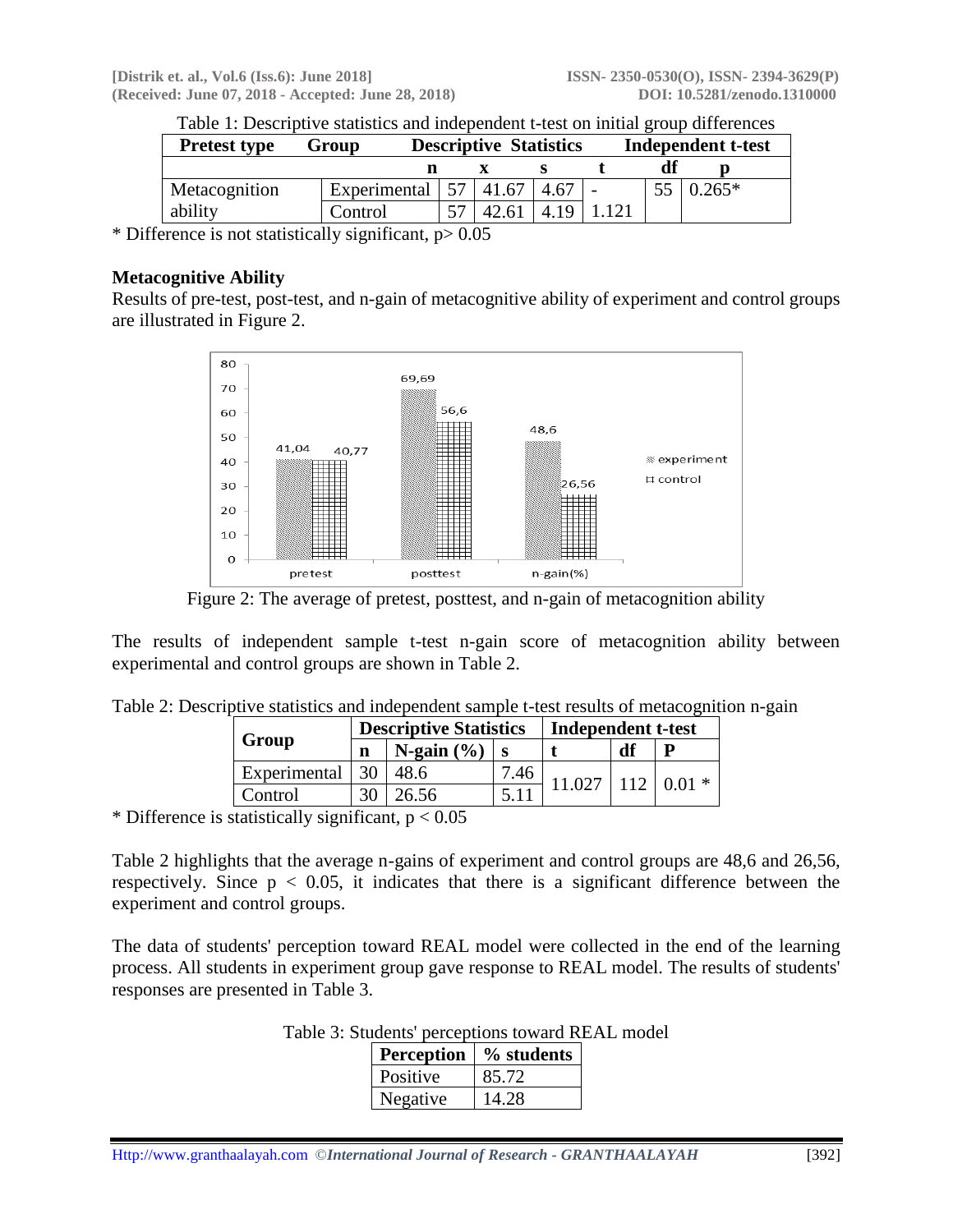Table 1: Descriptive statistics and independent t-test on initial group differences

| Pretest type | Group | Descriptive Statistics | | | Independent t-test | | |
|---|---|---|---|---|---|---|---|
| | | n | x | s | t | df | p |
| Metacognition ability | Experimental | 57 | 41.67 | 4.67 | -1.121 | 55 | 0.265* |
| | Control | 57 | 42.61 | 4.19 | | | |

\* Difference is not statistically significant, p> 0.05

**Metacognitive Ability**

Results of pre-test, post-test, and n-gain of metacognitive ability of experiment and control groups are illustrated in Figure 2.

Figure 2: The average of pretest, posttest, and n-gain of metacognition ability

The results of independent sample t-test n-gain score of metacognition ability between experimental and control groups are shown in Table 2.

Table 2: Descriptive statistics and independent sample t-test results of metacognition n-gain

| Group | Descriptive Statistics | | | Independent t-test | | |
|---|---|---|---|---|---|---|
| | n | N-gain (%) | s | t | df | P |
| Experimental | 30 | 48.6 | 7.46 | 11.027 | 112 | 0.01 * |
| Control | 30 | 26.56 | 5.11 | | | |

\* Difference is statistically significant, p < 0.05

Table 2 highlights that the average n-gains of experiment and control groups are 48,6 and 26,56, respectively. Since $p < 0.05$, it indicates that there is a significant difference between the experiment and control groups.

The data of students' perception toward REAL model were collected in the end of the learning process. All students in experiment group gave response to REAL model. The results of students' responses are presented in Table 3.

Table 3: Students' perceptions toward REAL model

| Perception | % students |
|---|---|
| Positive | 85.72 |
| Negative | 14.28 |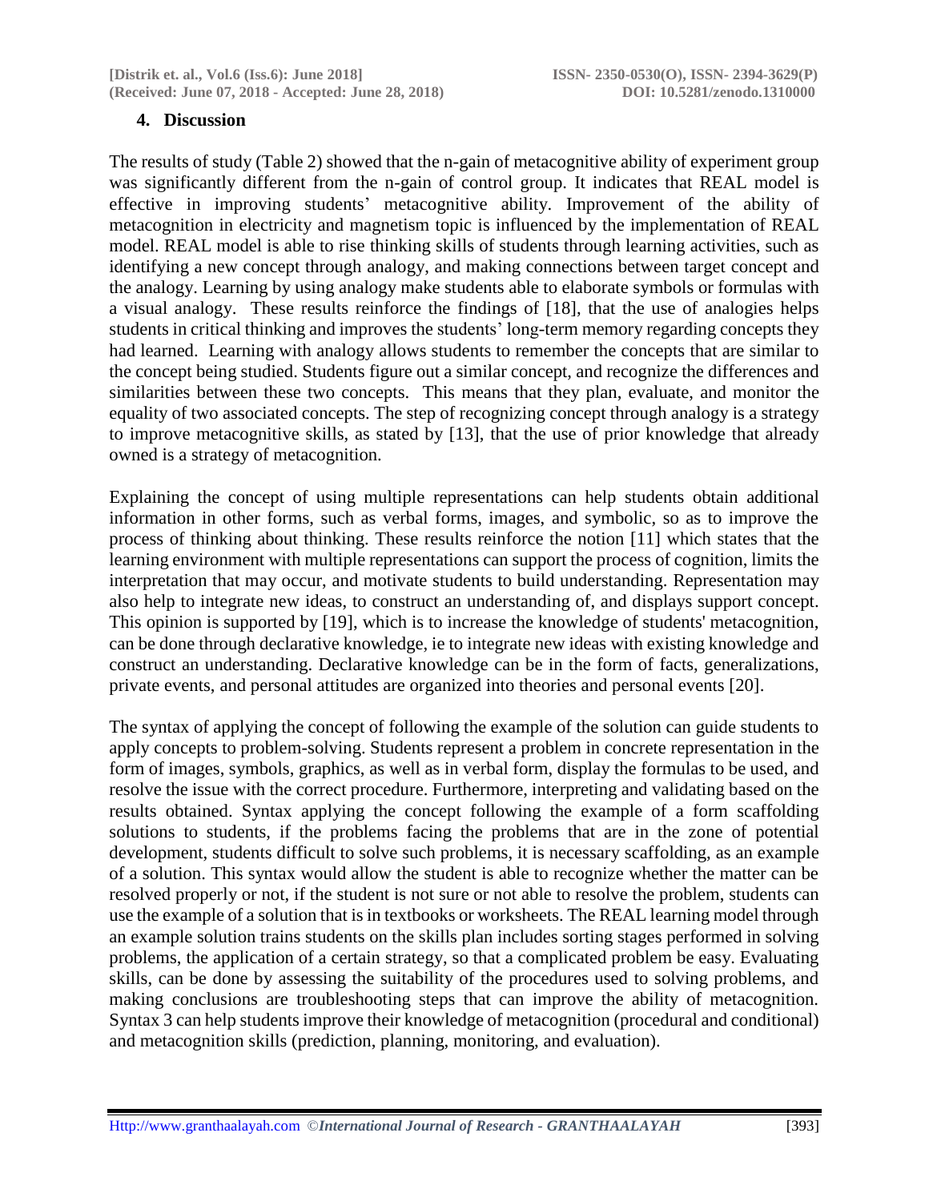## 4. Discussion

The results of study (Table 2) showed that the n-gain of metacognitive ability of experiment group was significantly different from the n-gain of control group. It indicates that REAL model is effective in improving students' metacognitive ability. Improvement of the ability of metacognition in electricity and magnetism topic is influenced by the implementation of REAL model. REAL model is able to rise thinking skills of students through learning activities, such as identifying a new concept through analogy, and making connections between target concept and the analogy. Learning by using analogy make students able to elaborate symbols or formulas with a visual analogy. These results reinforce the findings of [18], that the use of analogies helps students in critical thinking and improves the students' long-term memory regarding concepts they had learned. Learning with analogy allows students to remember the concepts that are similar to the concept being studied. Students figure out a similar concept, and recognize the differences and similarities between these two concepts. This means that they plan, evaluate, and monitor the equality of two associated concepts. The step of recognizing concept through analogy is a strategy to improve metacognitive skills, as stated by [13], that the use of prior knowledge that already owned is a strategy of metacognition.

Explaining the concept of using multiple representations can help students obtain additional information in other forms, such as verbal forms, images, and symbolic, so as to improve the process of thinking about thinking. These results reinforce the notion [11] which states that the learning environment with multiple representations can support the process of cognition, limits the interpretation that may occur, and motivate students to build understanding. Representation may also help to integrate new ideas, to construct an understanding of, and displays support concept. This opinion is supported by [19], which is to increase the knowledge of students' metacognition, can be done through declarative knowledge, ie to integrate new ideas with existing knowledge and construct an understanding. Declarative knowledge can be in the form of facts, generalizations, private events, and personal attitudes are organized into theories and personal events [20].

The syntax of applying the concept of following the example of the solution can guide students to apply concepts to problem-solving. Students represent a problem in concrete representation in the form of images, symbols, graphics, as well as in verbal form, display the formulas to be used, and resolve the issue with the correct procedure. Furthermore, interpreting and validating based on the results obtained. Syntax applying the concept following the example of a form scaffolding solutions to students, if the problems facing the problems that are in the zone of potential development, students difficult to solve such problems, it is necessary scaffolding, as an example of a solution. This syntax would allow the student is able to recognize whether the matter can be resolved properly or not, if the student is not sure or not able to resolve the problem, students can use the example of a solution that is in textbooks or worksheets. The REAL learning model through an example solution trains students on the skills plan includes sorting stages performed in solving problems, the application of a certain strategy, so that a complicated problem be easy. Evaluating skills, can be done by assessing the suitability of the procedures used to solving problems, and making conclusions are troubleshooting steps that can improve the ability of metacognition. Syntax 3 can help students improve their knowledge of metacognition (procedural and conditional) and metacognition skills (prediction, planning, monitoring, and evaluation).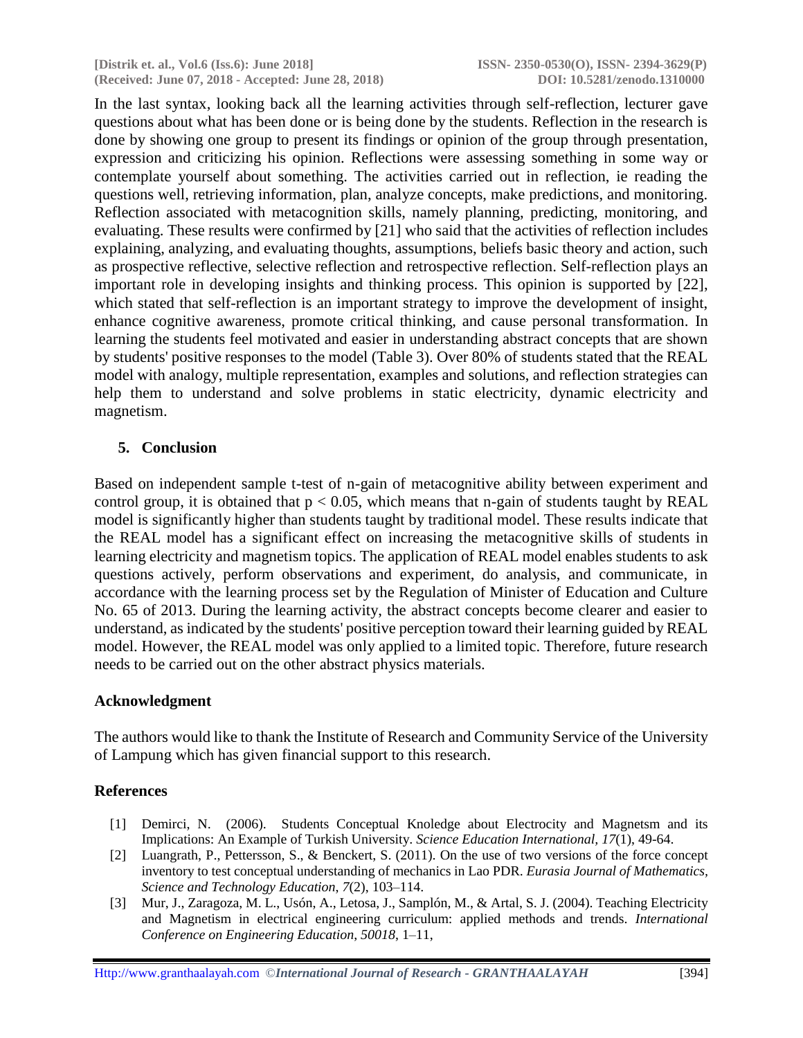In the last syntax, looking back all the learning activities through self-reflection, lecturer gave questions about what has been done or is being done by the students. Reflection in the research is done by showing one group to present its findings or opinion of the group through presentation, expression and criticizing his opinion. Reflections were assessing something in some way or contemplate yourself about something. The activities carried out in reflection, ie reading the questions well, retrieving information, plan, analyze concepts, make predictions, and monitoring. Reflection associated with metacognition skills, namely planning, predicting, monitoring, and evaluating. These results were confirmed by [21] who said that the activities of reflection includes explaining, analyzing, and evaluating thoughts, assumptions, beliefs basic theory and action, such as prospective reflective, selective reflection and retrospective reflection. Self-reflection plays an important role in developing insights and thinking process. This opinion is supported by [22], which stated that self-reflection is an important strategy to improve the development of insight, enhance cognitive awareness, promote critical thinking, and cause personal transformation. In learning the students feel motivated and easier in understanding abstract concepts that are shown by students' positive responses to the model (Table 3). Over 80% of students stated that the REAL model with analogy, multiple representation, examples and solutions, and reflection strategies can help them to understand and solve problems in static electricity, dynamic electricity and magnetism.

## 5. Conclusion

Based on independent sample t-test of n-gain of metacognitive ability between experiment and control group, it is obtained that $p < 0.05$, which means that n-gain of students taught by REAL model is significantly higher than students taught by traditional model. These results indicate that the REAL model has a significant effect on increasing the metacognitive skills of students in learning electricity and magnetism topics. The application of REAL model enables students to ask questions actively, perform observations and experiment, do analysis, and communicate, in accordance with the learning process set by the Regulation of Minister of Education and Culture No. 65 of 2013. During the learning activity, the abstract concepts become clearer and easier to understand, as indicated by the students' positive perception toward their learning guided by REAL model. However, the REAL model was only applied to a limited topic. Therefore, future research needs to be carried out on the other abstract physics materials.

## Acknowledgment

The authors would like to thank the Institute of Research and Community Service of the University of Lampung which has given financial support to this research.

## References

[1] Demirci, N. (2006). Students Conceptual Knoledge about Electrocity and Magnetsm and its Implications: An Example of Turkish University. *Science Education International, 17*(1), 49-64.

[2] Luangrath, P., Pettersson, S., & Benckert, S. (2011). On the use of two versions of the force concept inventory to test conceptual understanding of mechanics in Lao PDR. *Eurasia Journal of Mathematics, Science and Technology Education*, *7*(2), 103–114.

[3] Mur, J., Zaragoza, M. L., Usón, A., Letosa, J., Samplón, M., & Artal, S. J. (2004). Teaching Electricity and Magnetism in electrical engineering curriculum: applied methods and trends. *International Conference on Engineering Education*, *50018*, 1–11,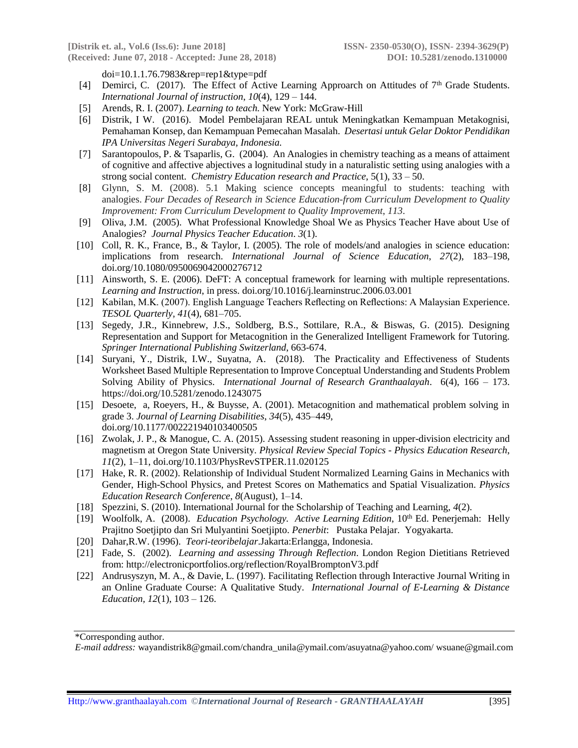doi=10.1.1.76.7983&rep=rep1&type=pdf

[4] Demirci, C. (2017). The Effect of Active Learning Approarch on Attitudes of 7th Grade Students. *International Journal of instruction*, *10*(4), 129 – 144.

[5] Arends, R. I. (2007). *Learning to teach.* New York: McGraw-Hill

[6] Distrik, I W. (2016). Model Pembelajaran REAL untuk Meningkatkan Kemampuan Metakognisi, Pemahaman Konsep, dan Kemampuan Pemecahan Masalah. *Desertasi untuk Gelar Doktor Pendidikan IPA Universitas Negeri Surabaya, Indonesia.*

[7] Sarantopoulos, P. & Tsaparlis, G. (2004). An Analogies in chemistry teaching as a means of attaiment of cognitive and affective abjectives a lognitudinal study in a naturalistic setting using analogies with a strong social content. *Chemistry Education research and Practice*, 5(1), 33 – 50.

[8] Glynn, S. M. (2008). 5.1 Making science concepts meaningful to students: teaching with analogies. *Four Decades of Research in Science Education-from Curriculum Development to Quality Improvement: From Curriculum Development to Quality Improvement*, *113*.

[9] Oliva, J.M. (2005). What Professional Knowledge Shoal We as Physics Teacher Have about Use of Analogies? *Journal Physics Teacher Education*. *3*(1).

[10] Coll, R. K., France, B., & Taylor, I. (2005). The role of models/and analogies in science education: implications from research. *International Journal of Science Education*, *27*(2), 183–198, doi.org/10.1080/0950069042000276712

[11] Ainsworth, S. E. (2006). DeFT: A conceptual framework for learning with multiple representations. *Learning and Instruction*, in press. doi.org/10.1016/j.learninstruc.2006.03.001

[12] Kabilan, M.K. (2007). English Language Teachers Reflecting on Reflections: A Malaysian Experience. *TESOL Quarterly, 41*(4), 681–705.

[13] Segedy, J.R., Kinnebrew, J.S., Soldberg, B.S., Sottilare, R.A., & Biswas, G. (2015). Designing Representation and Support for Metacognition in the Generalized Intelligent Framework for Tutoring. *Springer International Publishing Switzerland*, 663-674.

[14] Suryani, Y., Distrik, I.W., Suyatna, A. (2018). The Practicality and Effectiveness of Students Worksheet Based Multiple Representation to Improve Conceptual Understanding and Students Problem Solving Ability of Physics. *International Journal of Research Granthaalayah*. 6(4), 166 – 173. https://doi.org/10.5281/zenodo.1243075

[15] Desoete, a, Roeyers, H., & Buysse, A. (2001). Metacognition and mathematical problem solving in grade 3. *Journal of Learning Disabilities*, *34*(5), 435–449, doi.org/10.1177/002221940103400505

[16] Zwolak, J. P., & Manogue, C. A. (2015). Assessing student reasoning in upper-division electricity and magnetism at Oregon State University. *Physical Review Special Topics - Physics Education Research*, *11*(2), 1–11, doi.org/10.1103/PhysRevSTPER.11.020125

[17] Hake, R. R. (2002). Relationship of Individual Student Normalized Learning Gains in Mechanics with Gender, High-School Physics, and Pretest Scores on Mathematics and Spatial Visualization. *Physics Education Research Conference*, *8*(August), 1–14.

[18] Spezzini, S. (2010). International Journal for the Scholarship of Teaching and Learning, *4*(2).

[19] Woolfolk, A. (2008). *Education Psychology. Active Learning Edition*, 10th Ed. Penerjemah: Helly Prajitno Soetjipto dan Sri Mulyantini Soetjipto. *Penerbit*: Pustaka Pelajar. Yogyakarta.

[20] Dahar,R.W. (1996). *Teori-teoribelajar*.Jakarta:Erlangga, Indonesia.

[21] Fade, S. (2002). *Learning and assessing Through Reflection*. London Region Dietitians Retrieved from: http://electronicportfolios.org/reflection/RoyalBromptonV3.pdf

[22] Andrusyszyn, M. A., & Davie, L. (1997). Facilitating Reflection through Interactive Journal Writing in an Online Graduate Course: A Qualitative Study. *International Journal of E-Learning & Distance Education, 12*(1), 103 – 126.

---

*Corresponding author.

*E-mail address:* wayandistrik8@gmail.com/chandra_unila@ymail.com/asuyatna@yahoo.com/ wsuane@gmail.com